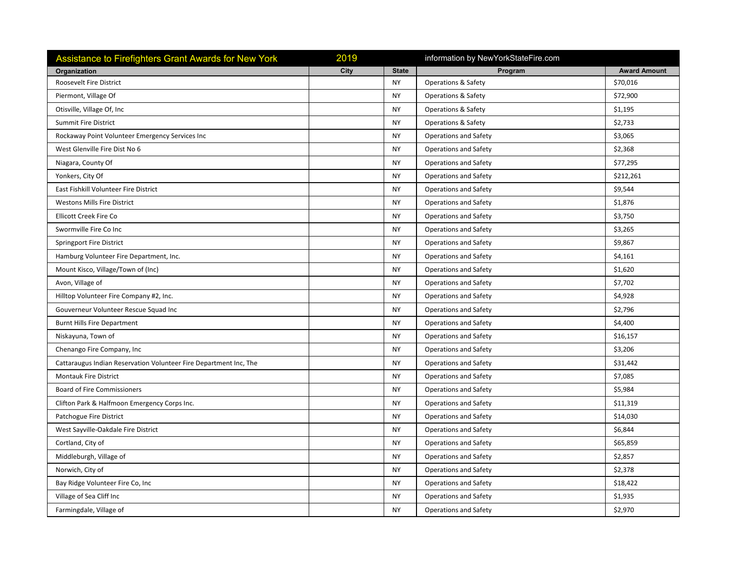| Assistance to Firefighters Grant Awards for New York | 2019 | | information by NewYorkStateFire.com | |
|---|---|---|---|---|
| **Organization** | **City** | **State** | **Program** | **Award Amount** |
| Roosevelt Fire District | | NY | Operations & Safety | $70,016 |
| Piermont, Village Of | | NY | Operations & Safety | $72,900 |
| Otisville, Village Of, Inc | | NY | Operations & Safety | $1,195 |
| Summit Fire District | | NY | Operations & Safety | $2,733 |
| Rockaway Point Volunteer Emergency Services Inc | | NY | Operations and Safety | $3,065 |
| West Glenville Fire Dist No 6 | | NY | Operations and Safety | $2,368 |
| Niagara, County Of | | NY | Operations and Safety | $77,295 |
| Yonkers, City Of | | NY | Operations and Safety | $212,261 |
| East Fishkill Volunteer Fire District | | NY | Operations and Safety | $9,544 |
| Westons Mills Fire District | | NY | Operations and Safety | $1,876 |
| Ellicott Creek Fire Co | | NY | Operations and Safety | $3,750 |
| Swormville Fire Co Inc | | NY | Operations and Safety | $3,265 |
| Springport Fire District | | NY | Operations and Safety | $9,867 |
| Hamburg Volunteer Fire Department, Inc. | | NY | Operations and Safety | $4,161 |
| Mount Kisco, Village/Town of (Inc) | | NY | Operations and Safety | $1,620 |
| Avon, Village of | | NY | Operations and Safety | $7,702 |
| Hilltop Volunteer Fire Company #2, Inc. | | NY | Operations and Safety | $4,928 |
| Gouverneur Volunteer Rescue Squad Inc | | NY | Operations and Safety | $2,796 |
| Burnt Hills Fire Department | | NY | Operations and Safety | $4,400 |
| Niskayuna, Town of | | NY | Operations and Safety | $16,157 |
| Chenango Fire Company, Inc | | NY | Operations and Safety | $3,206 |
| Cattaraugus Indian Reservation Volunteer Fire Department Inc, The | | NY | Operations and Safety | $31,442 |
| Montauk Fire District | | NY | Operations and Safety | $7,085 |
| Board of Fire Commissioners | | NY | Operations and Safety | $5,984 |
| Clifton Park & Halfmoon Emergency Corps Inc. | | NY | Operations and Safety | $11,319 |
| Patchogue Fire District | | NY | Operations and Safety | $14,030 |
| West Sayville-Oakdale Fire District | | NY | Operations and Safety | $6,844 |
| Cortland, City of | | NY | Operations and Safety | $65,859 |
| Middleburgh, Village of | | NY | Operations and Safety | $2,857 |
| Norwich, City of | | NY | Operations and Safety | $2,378 |
| Bay Ridge Volunteer Fire Co, Inc | | NY | Operations and Safety | $18,422 |
| Village of Sea Cliff Inc | | NY | Operations and Safety | $1,935 |
| Farmingdale, Village of | | NY | Operations and Safety | $2,970 |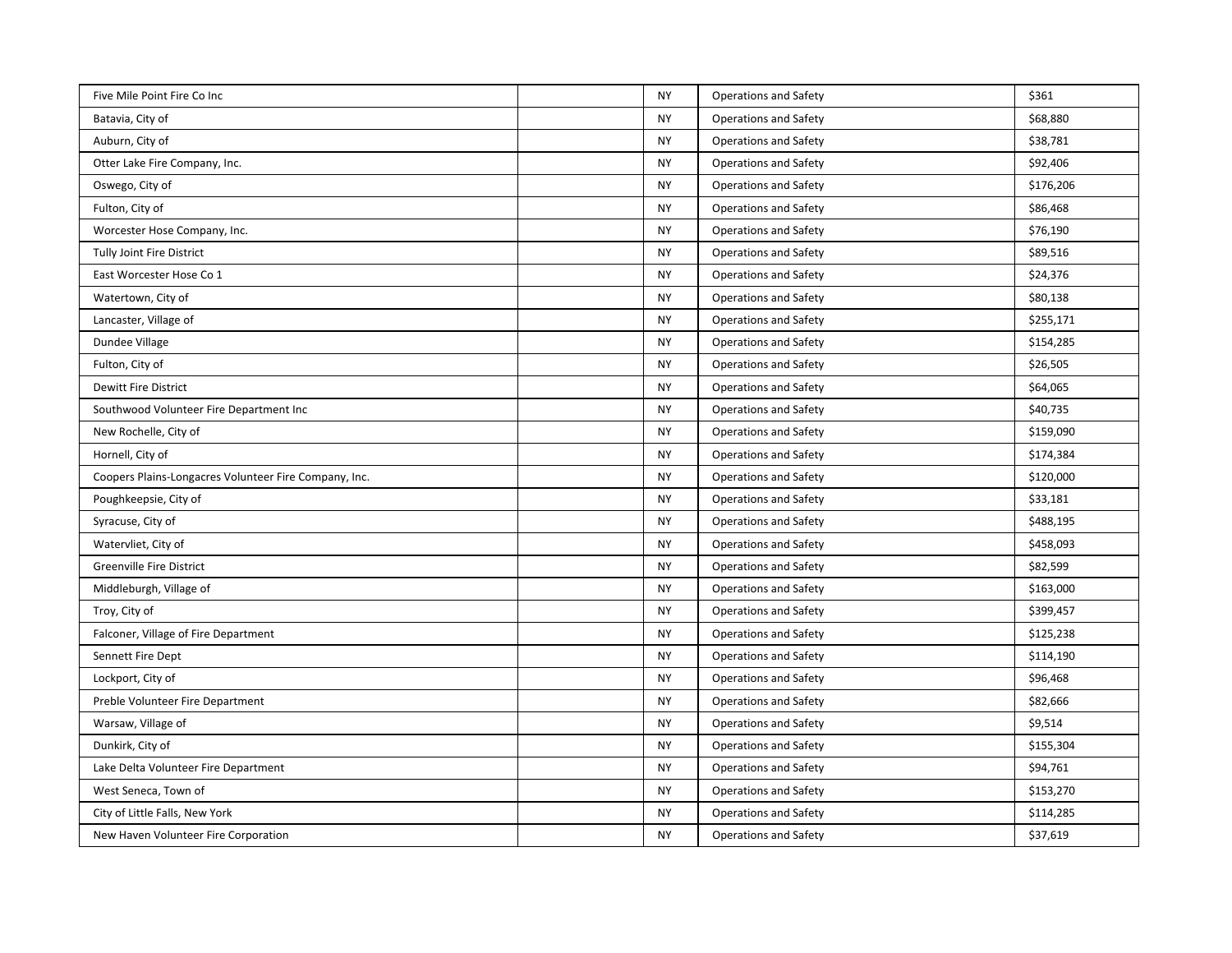| | | | | |
|---|---|---|---|---|
| Five Mile Point Fire Co Inc | | NY | Operations and Safety | $361 |
| Batavia, City of | | NY | Operations and Safety | $68,880 |
| Auburn, City of | | NY | Operations and Safety | $38,781 |
| Otter Lake Fire Company, Inc. | | NY | Operations and Safety | $92,406 |
| Oswego, City of | | NY | Operations and Safety | $176,206 |
| Fulton, City of | | NY | Operations and Safety | $86,468 |
| Worcester Hose Company, Inc. | | NY | Operations and Safety | $76,190 |
| Tully Joint Fire District | | NY | Operations and Safety | $89,516 |
| East Worcester Hose Co 1 | | NY | Operations and Safety | $24,376 |
| Watertown, City of | | NY | Operations and Safety | $80,138 |
| Lancaster, Village of | | NY | Operations and Safety | $255,171 |
| Dundee Village | | NY | Operations and Safety | $154,285 |
| Fulton, City of | | NY | Operations and Safety | $26,505 |
| Dewitt Fire District | | NY | Operations and Safety | $64,065 |
| Southwood Volunteer Fire Department Inc | | NY | Operations and Safety | $40,735 |
| New Rochelle, City of | | NY | Operations and Safety | $159,090 |
| Hornell, City of | | NY | Operations and Safety | $174,384 |
| Coopers Plains-Longacres Volunteer Fire Company, Inc. | | NY | Operations and Safety | $120,000 |
| Poughkeepsie, City of | | NY | Operations and Safety | $33,181 |
| Syracuse, City of | | NY | Operations and Safety | $488,195 |
| Watervliet, City of | | NY | Operations and Safety | $458,093 |
| Greenville Fire District | | NY | Operations and Safety | $82,599 |
| Middleburgh, Village of | | NY | Operations and Safety | $163,000 |
| Troy, City of | | NY | Operations and Safety | $399,457 |
| Falconer, Village of Fire Department | | NY | Operations and Safety | $125,238 |
| Sennett Fire Dept | | NY | Operations and Safety | $114,190 |
| Lockport, City of | | NY | Operations and Safety | $96,468 |
| Preble Volunteer Fire Department | | NY | Operations and Safety | $82,666 |
| Warsaw, Village of | | NY | Operations and Safety | $9,514 |
| Dunkirk, City of | | NY | Operations and Safety | $155,304 |
| Lake Delta Volunteer Fire Department | | NY | Operations and Safety | $94,761 |
| West Seneca, Town of | | NY | Operations and Safety | $153,270 |
| City of Little Falls, New York | | NY | Operations and Safety | $114,285 |
| New Haven Volunteer Fire Corporation | | NY | Operations and Safety | $37,619 |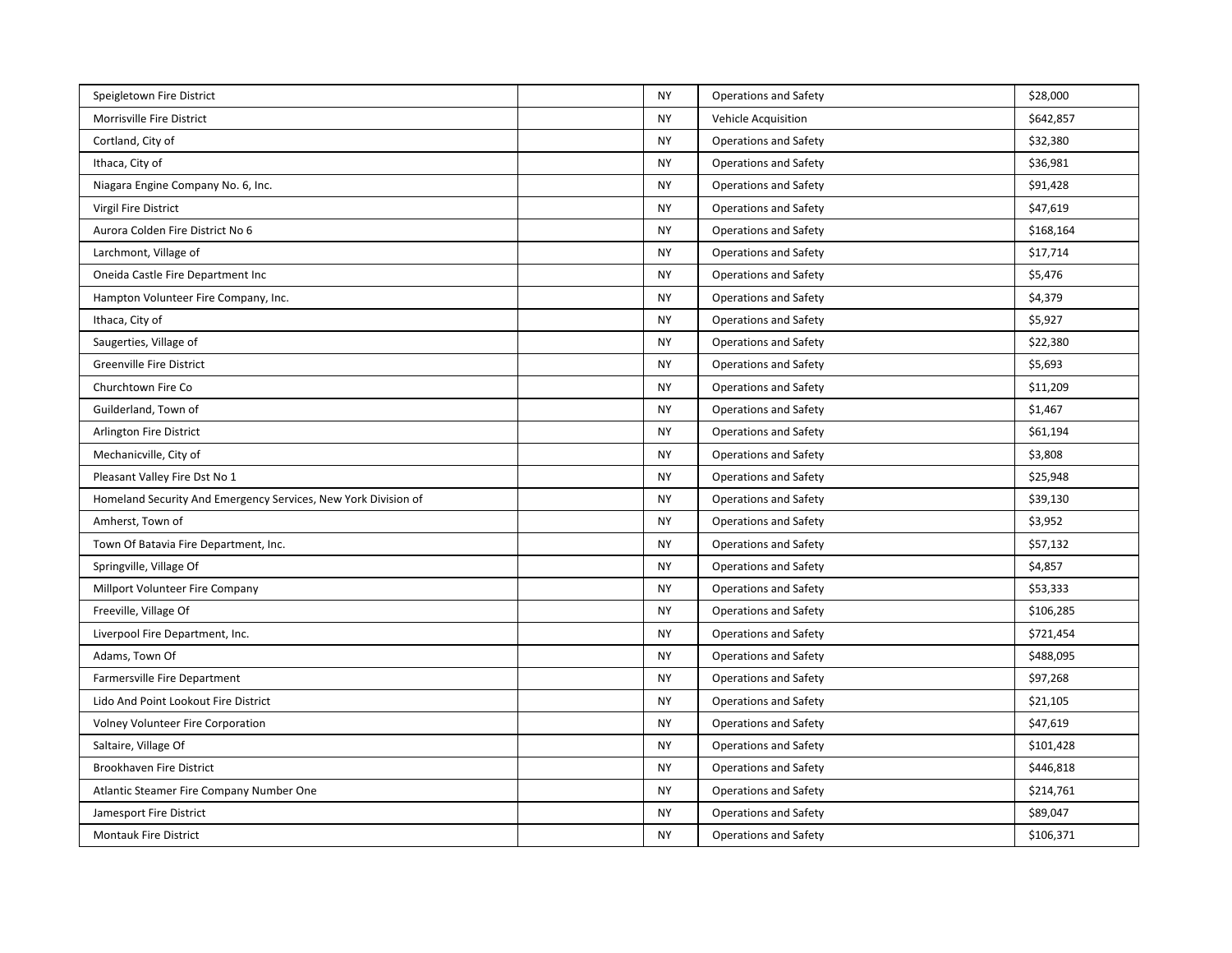| | | | | |
|---|---|---|---|---|
| Speigletown Fire District | | NY | Operations and Safety | $28,000 |
| Morrisville Fire District | | NY | Vehicle Acquisition | $642,857 |
| Cortland, City of | | NY | Operations and Safety | $32,380 |
| Ithaca, City of | | NY | Operations and Safety | $36,981 |
| Niagara Engine Company No. 6, Inc. | | NY | Operations and Safety | $91,428 |
| Virgil Fire District | | NY | Operations and Safety | $47,619 |
| Aurora Colden Fire District No 6 | | NY | Operations and Safety | $168,164 |
| Larchmont, Village of | | NY | Operations and Safety | $17,714 |
| Oneida Castle Fire Department Inc | | NY | Operations and Safety | $5,476 |
| Hampton Volunteer Fire Company, Inc. | | NY | Operations and Safety | $4,379 |
| Ithaca, City of | | NY | Operations and Safety | $5,927 |
| Saugerties, Village of | | NY | Operations and Safety | $22,380 |
| Greenville Fire District | | NY | Operations and Safety | $5,693 |
| Churchtown Fire Co | | NY | Operations and Safety | $11,209 |
| Guilderland, Town of | | NY | Operations and Safety | $1,467 |
| Arlington Fire District | | NY | Operations and Safety | $61,194 |
| Mechanicville, City of | | NY | Operations and Safety | $3,808 |
| Pleasant Valley Fire Dst No 1 | | NY | Operations and Safety | $25,948 |
| Homeland Security And Emergency Services, New York Division of | | NY | Operations and Safety | $39,130 |
| Amherst, Town of | | NY | Operations and Safety | $3,952 |
| Town Of Batavia Fire Department, Inc. | | NY | Operations and Safety | $57,132 |
| Springville, Village Of | | NY | Operations and Safety | $4,857 |
| Millport Volunteer Fire Company | | NY | Operations and Safety | $53,333 |
| Freeville, Village Of | | NY | Operations and Safety | $106,285 |
| Liverpool Fire Department, Inc. | | NY | Operations and Safety | $721,454 |
| Adams, Town Of | | NY | Operations and Safety | $488,095 |
| Farmersville Fire Department | | NY | Operations and Safety | $97,268 |
| Lido And Point Lookout Fire District | | NY | Operations and Safety | $21,105 |
| Volney Volunteer Fire Corporation | | NY | Operations and Safety | $47,619 |
| Saltaire, Village Of | | NY | Operations and Safety | $101,428 |
| Brookhaven Fire District | | NY | Operations and Safety | $446,818 |
| Atlantic Steamer Fire Company Number One | | NY | Operations and Safety | $214,761 |
| Jamesport Fire District | | NY | Operations and Safety | $89,047 |
| Montauk Fire District | | NY | Operations and Safety | $106,371 |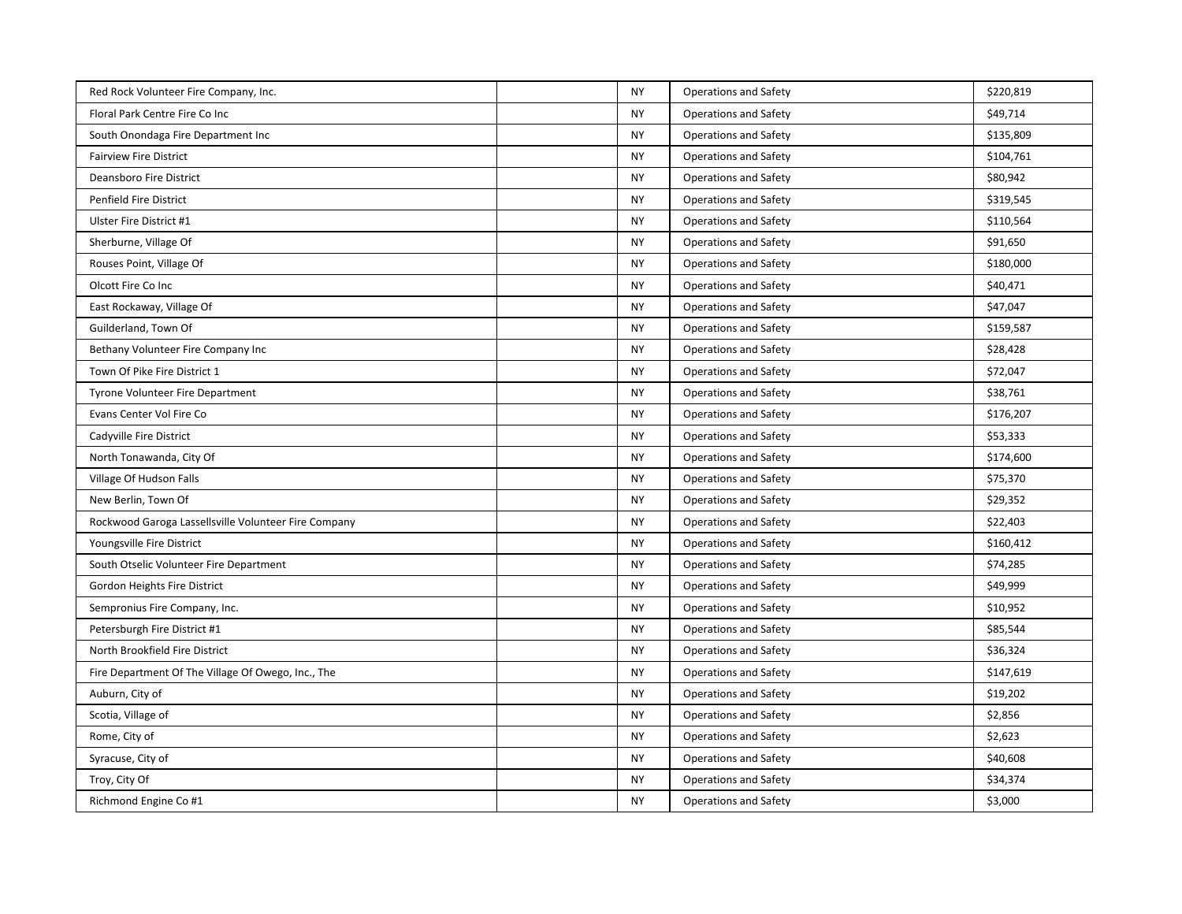| | | | | |
|---|---|---|---|---|
| Red Rock Volunteer Fire Company, Inc. | | NY | Operations and Safety | $220,819 |
| Floral Park Centre Fire Co Inc | | NY | Operations and Safety | $49,714 |
| South Onondaga Fire Department Inc | | NY | Operations and Safety | $135,809 |
| Fairview Fire District | | NY | Operations and Safety | $104,761 |
| Deansboro Fire District | | NY | Operations and Safety | $80,942 |
| Penfield Fire District | | NY | Operations and Safety | $319,545 |
| Ulster Fire District #1 | | NY | Operations and Safety | $110,564 |
| Sherburne, Village Of | | NY | Operations and Safety | $91,650 |
| Rouses Point, Village Of | | NY | Operations and Safety | $180,000 |
| Olcott Fire Co Inc | | NY | Operations and Safety | $40,471 |
| East Rockaway, Village Of | | NY | Operations and Safety | $47,047 |
| Guilderland, Town Of | | NY | Operations and Safety | $159,587 |
| Bethany Volunteer Fire Company Inc | | NY | Operations and Safety | $28,428 |
| Town Of Pike Fire District 1 | | NY | Operations and Safety | $72,047 |
| Tyrone Volunteer Fire Department | | NY | Operations and Safety | $38,761 |
| Evans Center Vol Fire Co | | NY | Operations and Safety | $176,207 |
| Cadyville Fire District | | NY | Operations and Safety | $53,333 |
| North Tonawanda, City Of | | NY | Operations and Safety | $174,600 |
| Village Of Hudson Falls | | NY | Operations and Safety | $75,370 |
| New Berlin, Town Of | | NY | Operations and Safety | $29,352 |
| Rockwood Garoga Lassellsville Volunteer Fire Company | | NY | Operations and Safety | $22,403 |
| Youngsville Fire District | | NY | Operations and Safety | $160,412 |
| South Otselic Volunteer Fire Department | | NY | Operations and Safety | $74,285 |
| Gordon Heights Fire District | | NY | Operations and Safety | $49,999 |
| Sempronius Fire Company, Inc. | | NY | Operations and Safety | $10,952 |
| Petersburgh Fire District #1 | | NY | Operations and Safety | $85,544 |
| North Brookfield Fire District | | NY | Operations and Safety | $36,324 |
| Fire Department Of The Village Of Owego, Inc., The | | NY | Operations and Safety | $147,619 |
| Auburn, City of | | NY | Operations and Safety | $19,202 |
| Scotia, Village of | | NY | Operations and Safety | $2,856 |
| Rome, City of | | NY | Operations and Safety | $2,623 |
| Syracuse, City of | | NY | Operations and Safety | $40,608 |
| Troy, City Of | | NY | Operations and Safety | $34,374 |
| Richmond Engine Co #1 | | NY | Operations and Safety | $3,000 |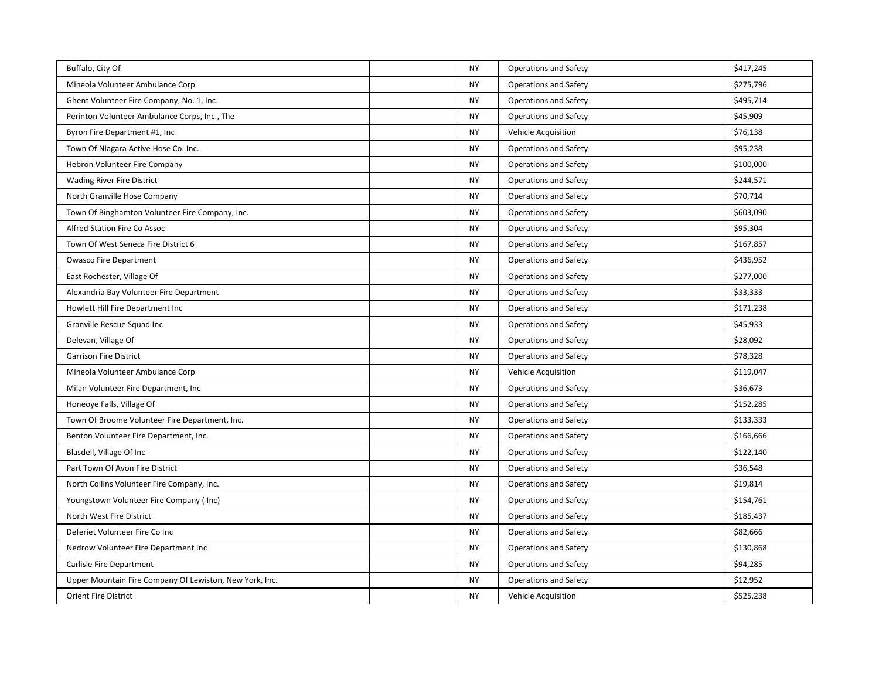| | | | | |
|---|---|---|---|---|
| Buffalo, City Of | | NY | Operations and Safety | $417,245 |
| Mineola Volunteer Ambulance Corp | | NY | Operations and Safety | $275,796 |
| Ghent Volunteer Fire Company, No. 1, Inc. | | NY | Operations and Safety | $495,714 |
| Perinton Volunteer Ambulance Corps, Inc., The | | NY | Operations and Safety | $45,909 |
| Byron Fire Department #1, Inc | | NY | Vehicle Acquisition | $76,138 |
| Town Of Niagara Active Hose Co. Inc. | | NY | Operations and Safety | $95,238 |
| Hebron Volunteer Fire Company | | NY | Operations and Safety | $100,000 |
| Wading River Fire District | | NY | Operations and Safety | $244,571 |
| North Granville Hose Company | | NY | Operations and Safety | $70,714 |
| Town Of Binghamton Volunteer Fire Company, Inc. | | NY | Operations and Safety | $603,090 |
| Alfred Station Fire Co Assoc | | NY | Operations and Safety | $95,304 |
| Town Of West Seneca Fire District 6 | | NY | Operations and Safety | $167,857 |
| Owasco Fire Department | | NY | Operations and Safety | $436,952 |
| East Rochester, Village Of | | NY | Operations and Safety | $277,000 |
| Alexandria Bay Volunteer Fire Department | | NY | Operations and Safety | $33,333 |
| Howlett Hill Fire Department Inc | | NY | Operations and Safety | $171,238 |
| Granville Rescue Squad Inc | | NY | Operations and Safety | $45,933 |
| Delevan, Village Of | | NY | Operations and Safety | $28,092 |
| Garrison Fire District | | NY | Operations and Safety | $78,328 |
| Mineola Volunteer Ambulance Corp | | NY | Vehicle Acquisition | $119,047 |
| Milan Volunteer Fire Department, Inc | | NY | Operations and Safety | $36,673 |
| Honeoye Falls, Village Of | | NY | Operations and Safety | $152,285 |
| Town Of Broome Volunteer Fire Department, Inc. | | NY | Operations and Safety | $133,333 |
| Benton Volunteer Fire Department, Inc. | | NY | Operations and Safety | $166,666 |
| Blasdell, Village Of Inc | | NY | Operations and Safety | $122,140 |
| Part Town Of Avon Fire District | | NY | Operations and Safety | $36,548 |
| North Collins Volunteer Fire Company, Inc. | | NY | Operations and Safety | $19,814 |
| Youngstown Volunteer Fire Company ( Inc) | | NY | Operations and Safety | $154,761 |
| North West Fire District | | NY | Operations and Safety | $185,437 |
| Deferiet Volunteer Fire Co Inc | | NY | Operations and Safety | $82,666 |
| Nedrow Volunteer Fire Department Inc | | NY | Operations and Safety | $130,868 |
| Carlisle Fire Department | | NY | Operations and Safety | $94,285 |
| Upper Mountain Fire Company Of Lewiston, New York, Inc. | | NY | Operations and Safety | $12,952 |
| Orient Fire District | | NY | Vehicle Acquisition | $525,238 |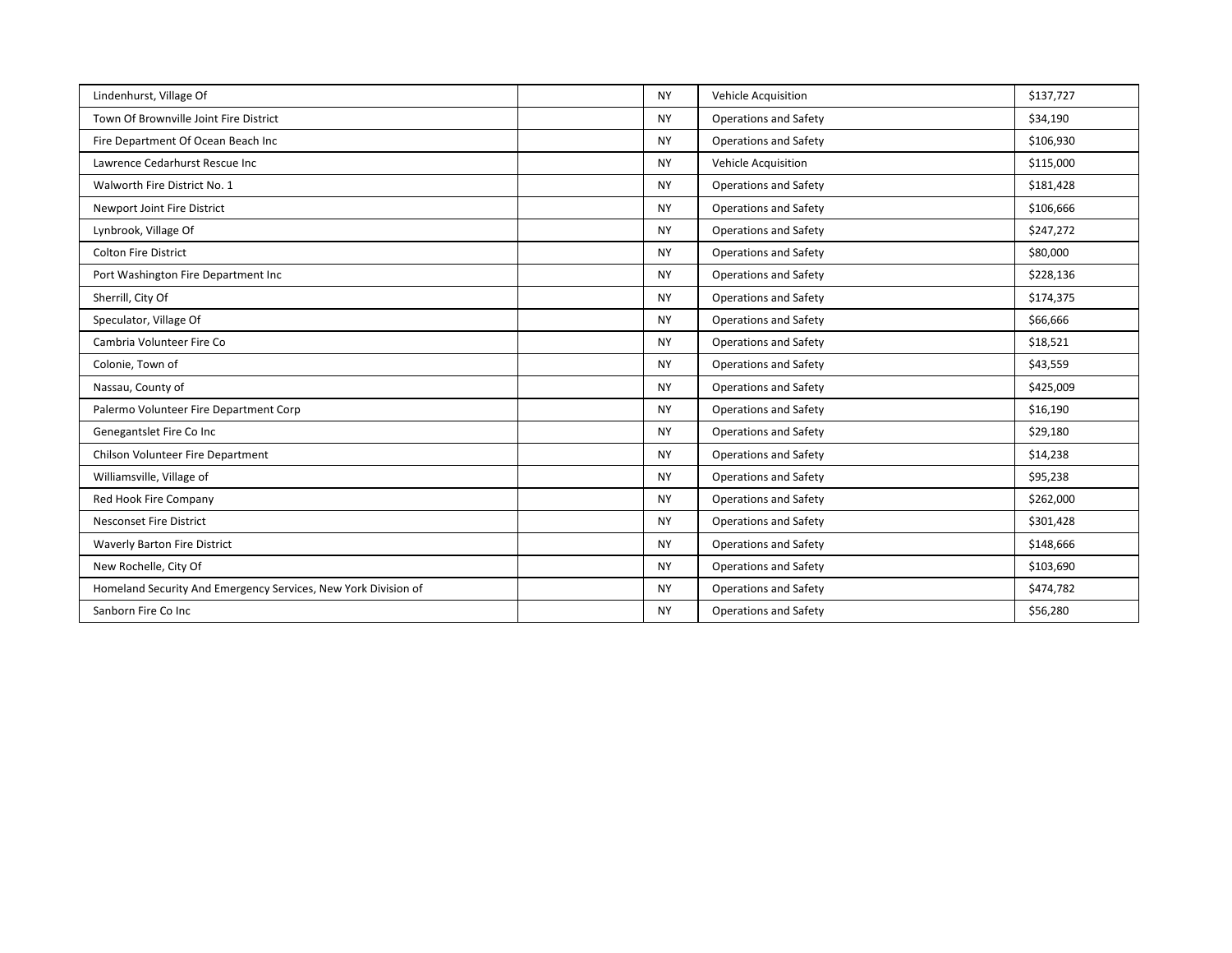| | | | | |
|---|---|---|---|---|
| Lindenhurst, Village Of | | NY | Vehicle Acquisition | $137,727 |
| Town Of Brownville Joint Fire District | | NY | Operations and Safety | $34,190 |
| Fire Department Of Ocean Beach Inc | | NY | Operations and Safety | $106,930 |
| Lawrence Cedarhurst Rescue Inc | | NY | Vehicle Acquisition | $115,000 |
| Walworth Fire District No. 1 | | NY | Operations and Safety | $181,428 |
| Newport Joint Fire District | | NY | Operations and Safety | $106,666 |
| Lynbrook, Village Of | | NY | Operations and Safety | $247,272 |
| Colton Fire District | | NY | Operations and Safety | $80,000 |
| Port Washington Fire Department Inc | | NY | Operations and Safety | $228,136 |
| Sherrill, City Of | | NY | Operations and Safety | $174,375 |
| Speculator, Village Of | | NY | Operations and Safety | $66,666 |
| Cambria Volunteer Fire Co | | NY | Operations and Safety | $18,521 |
| Colonie, Town of | | NY | Operations and Safety | $43,559 |
| Nassau, County of | | NY | Operations and Safety | $425,009 |
| Palermo Volunteer Fire Department Corp | | NY | Operations and Safety | $16,190 |
| Genegantslet Fire Co Inc | | NY | Operations and Safety | $29,180 |
| Chilson Volunteer Fire Department | | NY | Operations and Safety | $14,238 |
| Williamsville, Village of | | NY | Operations and Safety | $95,238 |
| Red Hook Fire Company | | NY | Operations and Safety | $262,000 |
| Nesconset Fire District | | NY | Operations and Safety | $301,428 |
| Waverly Barton Fire District | | NY | Operations and Safety | $148,666 |
| New Rochelle, City Of | | NY | Operations and Safety | $103,690 |
| Homeland Security And Emergency Services, New York Division of | | NY | Operations and Safety | $474,782 |
| Sanborn Fire Co Inc | | NY | Operations and Safety | $56,280 |